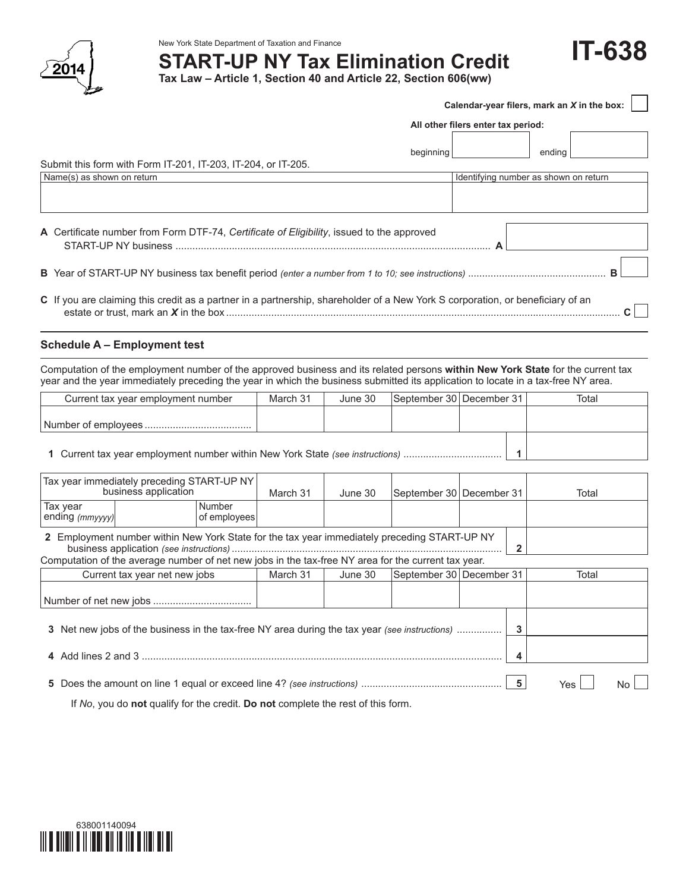New York State Department of Taxation and Finance

2014

# START-UP NY Tax Elimination Credit

**Tax Law – Article 1, Section 40 and Article 22, Section 606(ww)**

# IT-638

**Calendar-year filers, mark an *X* in the box:** ☐

**All other filers enter tax period:**

beginning ______ ending ______

Submit this form with Form IT-201, IT-203, IT-204, or IT-205.

| Name(s) as shown on return | Identifying number as shown on return |
|---|---|
| | |

**A** Certificate number from Form DTF-74, *Certificate of Eligibility*, issued to the approved START-UP NY business ........ **A** ______

**B** Year of START-UP NY business tax benefit period *(enter a number from 1 to 10; see instructions)* ........ **B** ______

**C** If you are claiming this credit as a partner in a partnership, shareholder of a New York S corporation, or beneficiary of an estate or trust, mark an ***X*** in the box ........ **C** ☐

## Schedule A – Employment test

Computation of the employment number of the approved business and its related persons **within New York State** for the current tax year and the year immediately preceding the year in which the business submitted its application to locate in a tax-free NY area.

| Current tax year employment number | March 31 | June 30 | September 30 | December 31 | Total |
|---|---|---|---|---|---|
| Number of employees ........ | | | | | |

**1** Current tax year employment number within New York State *(see instructions)* ........ **1** ______

| Tax year immediately preceding START-UP NY business application | | | March 31 | June 30 | September 30 | December 31 | Total |
|---|---|---|---|---|---|---|---|
| Tax year ending *(mmyyyy)* | | Number of employees | | | | | |

**2** Employment number within New York State for the tax year immediately preceding START-UP NY business application *(see instructions)* ........ **2** ______

Computation of the average number of net new jobs in the tax-free NY area for the current tax year.

| Current tax year net new jobs | March 31 | June 30 | September 30 | December 31 | Total |
|---|---|---|---|---|---|
| Number of net new jobs ........ | | | | | |

**3** Net new jobs of the business in the tax-free NY area during the tax year *(see instructions)* ........ **3** ______

**4** Add lines 2 and 3 ........ **4** ______

**5** Does the amount on line 1 equal or exceed line 4? *(see instructions)* ........ **5** Yes ☐ No ☐

If *No*, you do **not** qualify for the credit. **Do not** complete the rest of this form.

638001140094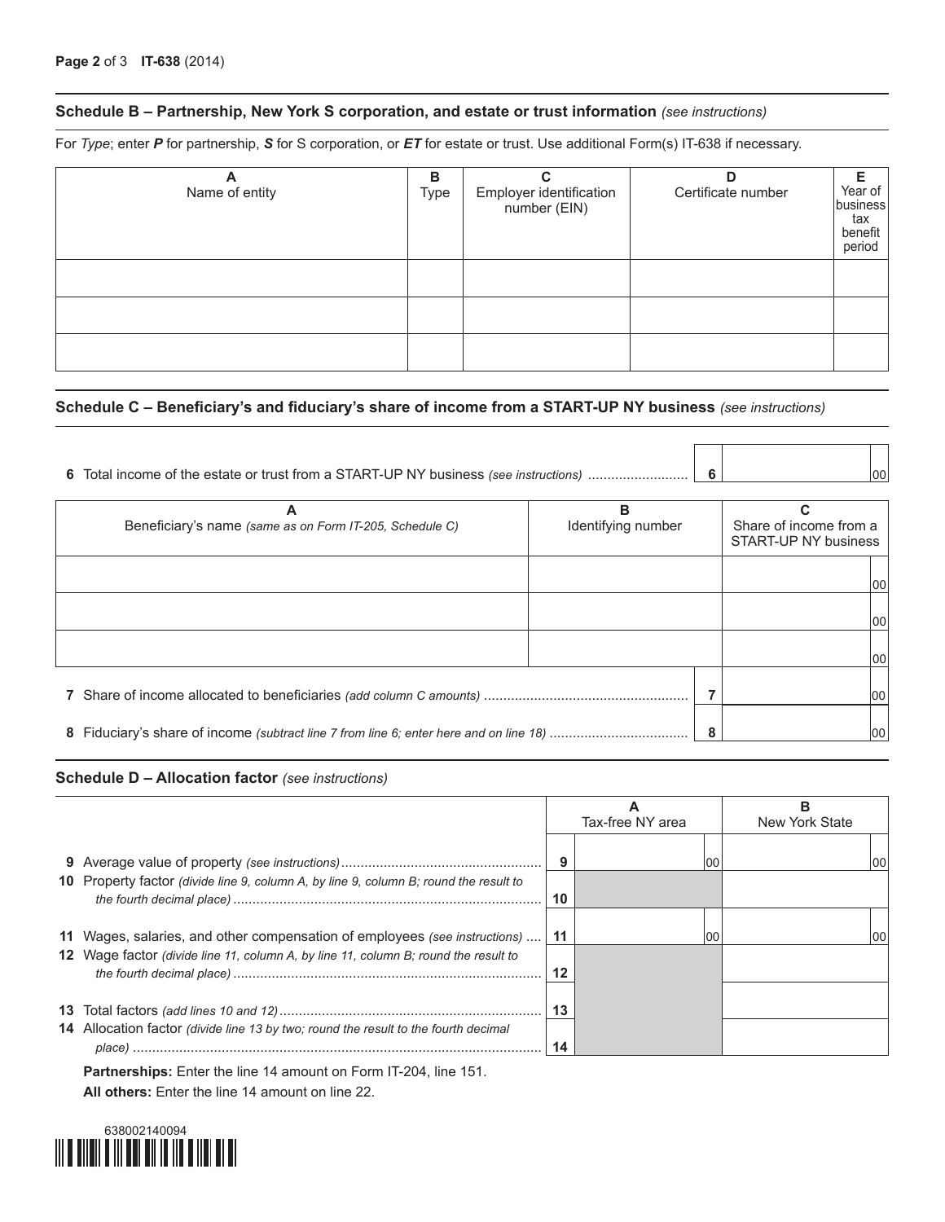## Schedule B – Partnership, New York S corporation, and estate or trust information *(see instructions)*

For *Type*; enter ***P*** for partnership, ***S*** for S corporation, or ***ET*** for estate or trust. Use additional Form(s) IT-638 if necessary.

| A<br>Name of entity | B<br>Type | C<br>Employer identification number (EIN) | D<br>Certificate number | E<br>Year of business tax benefit period |
|---|---|---|---|---|
| | | | | |
| | | | | |
| | | | | |

## Schedule C – Beneficiary's and fiduciary's share of income from a START-UP NY business *(see instructions)*

| | | |
|---|---|---|
| **6** Total income of the estate or trust from a START-UP NY business *(see instructions)* | 6 | 00 |

| A<br>Beneficiary's name *(same as on Form IT-205, Schedule C)* | B<br>Identifying number | C<br>Share of income from a START-UP NY business |
|---|---|---|
| | | 00 |
| | | 00 |
| | | 00 |

| | | |
|---|---|---|
| **7** Share of income allocated to beneficiaries *(add column C amounts)* | 7 | 00 |
| **8** Fiduciary's share of income *(subtract line 7 from line 6; enter here and on line 18)* | 8 | 00 |

## Schedule D – Allocation factor *(see instructions)*

| | | A<br>Tax-free NY area | B<br>New York State |
|---|---|---|---|
| **9** Average value of property *(see instructions)* | 9 | 00 | 00 |
| **10** Property factor *(divide line 9, column A, by line 9, column B; round the result to the fourth decimal place)* | 10 | | |
| **11** Wages, salaries, and other compensation of employees *(see instructions)* | 11 | 00 | 00 |
| **12** Wage factor *(divide line 11, column A, by line 11, column B; round the result to the fourth decimal place)* | 12 | | |
| **13** Total factors *(add lines 10 and 12)* | 13 | | |
| **14** Allocation factor *(divide line 13 by two; round the result to the fourth decimal place)* | 14 | | |

**Partnerships:** Enter the line 14 amount on Form IT-204, line 151.

**All others:** Enter the line 14 amount on line 22.

638002140094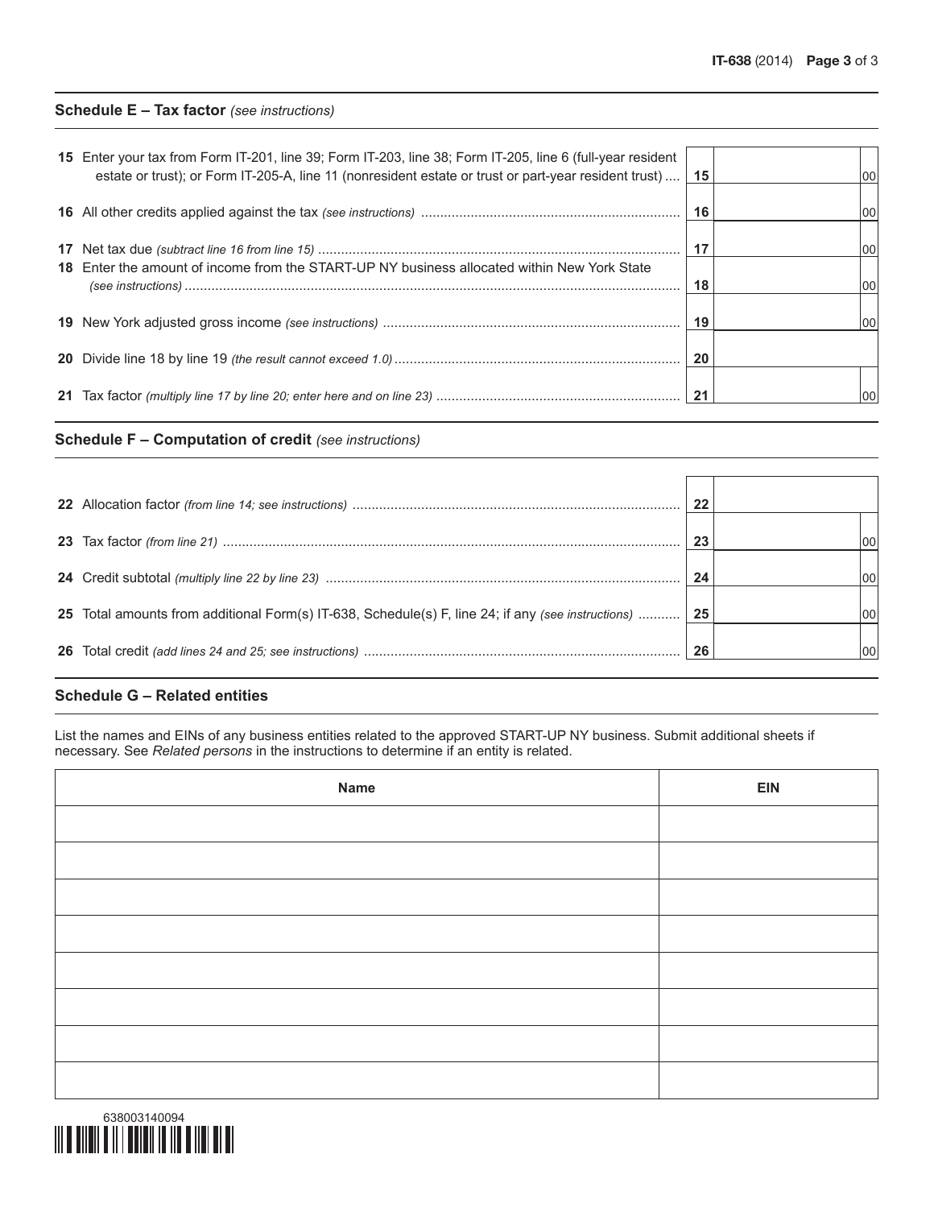## Schedule E – Tax factor *(see instructions)*

| | | | |
|---|---|---|---|
| **15** | Enter your tax from Form IT-201, line 39; Form IT-203, line 38; Form IT-205, line 6 (full-year resident estate or trust); or Form IT-205-A, line 11 (nonresident estate or trust or part-year resident trust) | **15** | 00 |
| **16** | All other credits applied against the tax *(see instructions)* | **16** | 00 |
| **17** | Net tax due *(subtract line 16 from line 15)* | **17** | 00 |
| **18** | Enter the amount of income from the START-UP NY business allocated within New York State *(see instructions)* | **18** | 00 |
| **19** | New York adjusted gross income *(see instructions)* | **19** | 00 |
| **20** | Divide line 18 by line 19 *(the result cannot exceed 1.0)* | **20** | |
| **21** | Tax factor *(multiply line 17 by line 20; enter here and on line 23)* | **21** | 00 |

## Schedule F – Computation of credit *(see instructions)*

| | | | |
|---|---|---|---|
| **22** | Allocation factor *(from line 14; see instructions)* | **22** | |
| **23** | Tax factor *(from line 21)* | **23** | 00 |
| **24** | Credit subtotal *(multiply line 22 by line 23)* | **24** | 00 |
| **25** | Total amounts from additional Form(s) IT-638, Schedule(s) F, line 24; if any *(see instructions)* | **25** | 00 |
| **26** | Total credit *(add lines 24 and 25; see instructions)* | **26** | 00 |

## Schedule G – Related entities

List the names and EINs of any business entities related to the approved START-UP NY business. Submit additional sheets if necessary. See *Related persons* in the instructions to determine if an entity is related.

| Name | EIN |
|---|---|
| | |
| | |
| | |
| | |
| | |
| | |
| | |
| | |

638003140094